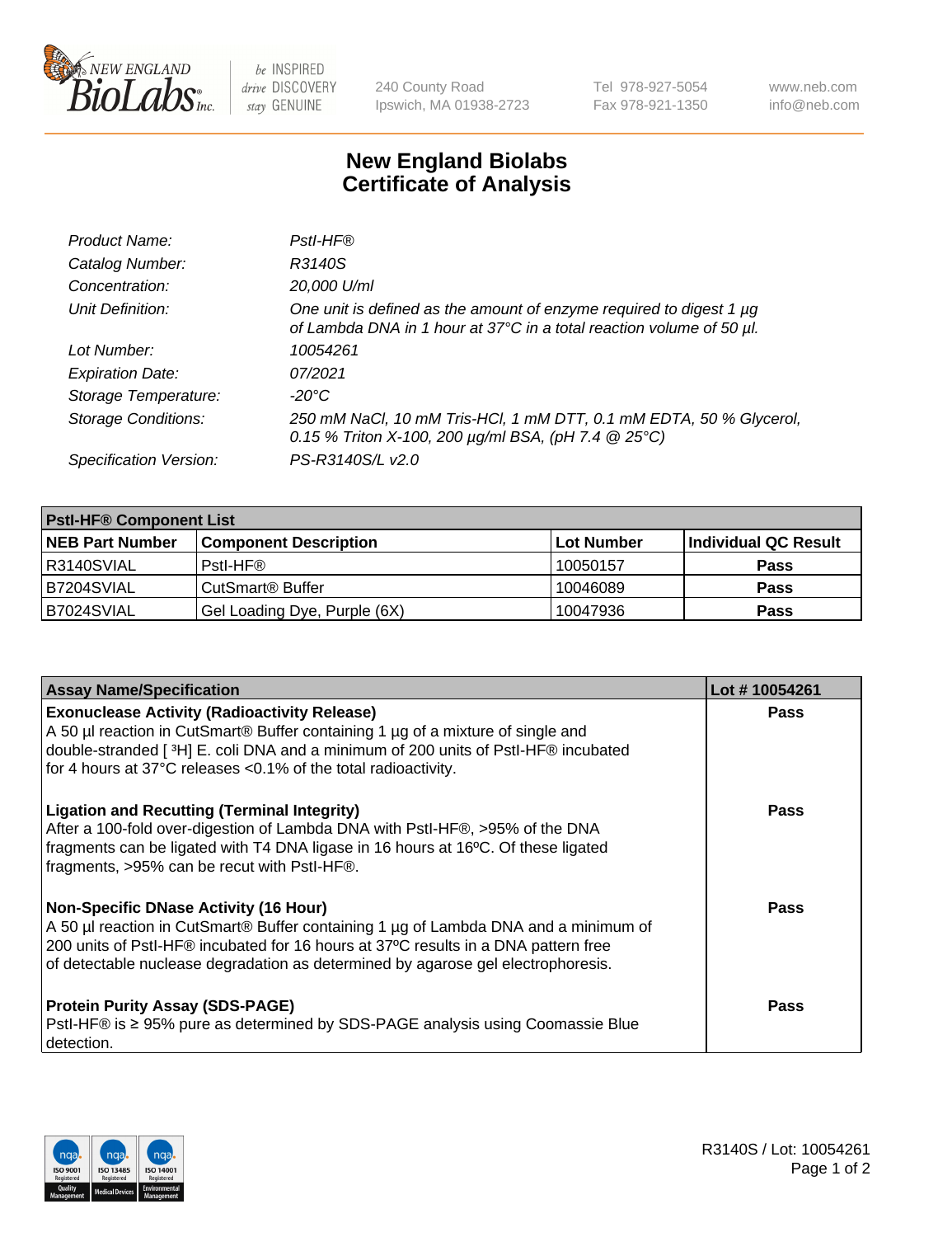# New England Biolabs
## Certificate of Analysis

| | |
|---|---|
| *Product Name:* | *PstI-HF®* |
| *Catalog Number:* | *R3140S* |
| *Concentration:* | *20,000 U/ml* |
| *Unit Definition:* | *One unit is defined as the amount of enzyme required to digest 1 µg of Lambda DNA in 1 hour at 37°C in a total reaction volume of 50 µl.* |
| *Lot Number:* | *10054261* |
| *Expiration Date:* | *07/2021* |
| *Storage Temperature:* | *-20°C* |
| *Storage Conditions:* | *250 mM NaCl, 10 mM Tris-HCl, 1 mM DTT, 0.1 mM EDTA, 50 % Glycerol, 0.15 % Triton X-100, 200 µg/ml BSA, (pH 7.4 @ 25°C)* |
| *Specification Version:* | *PS-R3140S/L v2.0* |

| **PstI-HF® Component List** | | | |
|---|---|---|---|
| **NEB Part Number** | **Component Description** | **Lot Number** | **Individual QC Result** |
| R3140SVIAL | PstI-HF® | 10050157 | **Pass** |
| B7204SVIAL | CutSmart® Buffer | 10046089 | **Pass** |
| B7024SVIAL | Gel Loading Dye, Purple (6X) | 10047936 | **Pass** |

| **Assay Name/Specification** | **Lot # 10054261** |
|---|---|
| **Exonuclease Activity (Radioactivity Release)** A 50 µl reaction in CutSmart® Buffer containing 1 µg of a mixture of single and double-stranded [ $^{3}$H] E. coli DNA and a minimum of 200 units of PstI-HF® incubated for 4 hours at 37°C releases <0.1% of the total radioactivity. | **Pass** |
| **Ligation and Recutting (Terminal Integrity)** After a 100-fold over-digestion of Lambda DNA with PstI-HF®, >95% of the DNA fragments can be ligated with T4 DNA ligase in 16 hours at 16ºC. Of these ligated fragments, >95% can be recut with PstI-HF®. | **Pass** |
| **Non-Specific DNase Activity (16 Hour)** A 50 µl reaction in CutSmart® Buffer containing 1 µg of Lambda DNA and a minimum of 200 units of PstI-HF® incubated for 16 hours at 37ºC results in a DNA pattern free of detectable nuclease degradation as determined by agarose gel electrophoresis. | **Pass** |
| **Protein Purity Assay (SDS-PAGE)** PstI-HF® is ≥ 95% pure as determined by SDS-PAGE analysis using Coomassie Blue detection. | **Pass** |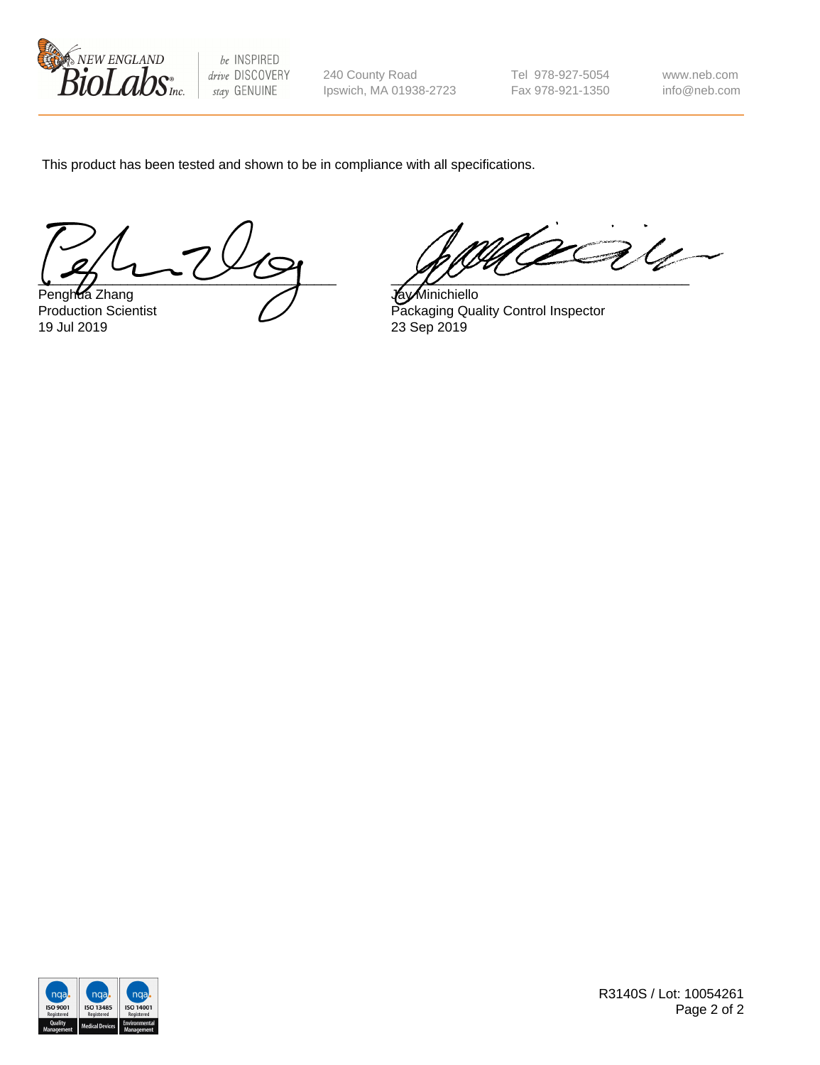This product has been tested and shown to be in compliance with all specifications.

Penghua Zhang
Production Scientist
19 Jul 2019

Jay Minichiello
Packaging Quality Control Inspector
23 Sep 2019

R3140S / Lot: 10054261